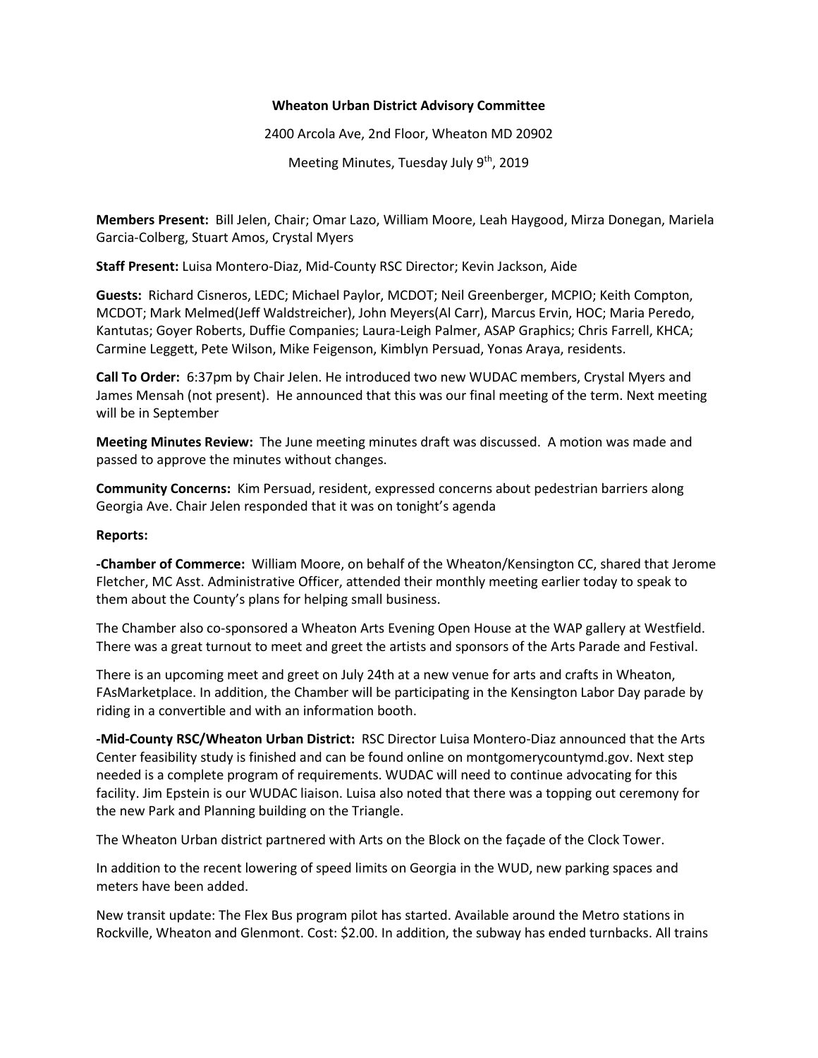**Wheaton Urban District Advisory Committee**

2400 Arcola Ave, 2nd Floor, Wheaton MD 20902

Meeting Minutes, Tuesday July 9th, 2019

**Members Present:** Bill Jelen, Chair; Omar Lazo, William Moore, Leah Haygood, Mirza Donegan, Mariela Garcia-Colberg, Stuart Amos, Crystal Myers

**Staff Present:** Luisa Montero-Diaz, Mid-County RSC Director; Kevin Jackson, Aide

**Guests:** Richard Cisneros, LEDC; Michael Paylor, MCDOT; Neil Greenberger, MCPIO; Keith Compton, MCDOT; Mark Melmed(Jeff Waldstreicher), John Meyers(Al Carr), Marcus Ervin, HOC; Maria Peredo, Kantutas; Goyer Roberts, Duffie Companies; Laura-Leigh Palmer, ASAP Graphics; Chris Farrell, KHCA; Carmine Leggett, Pete Wilson, Mike Feigenson, Kimblyn Persuad, Yonas Araya, residents.

**Call To Order:** 6:37pm by Chair Jelen. He introduced two new WUDAC members, Crystal Myers and James Mensah (not present). He announced that this was our final meeting of the term. Next meeting will be in September

**Meeting Minutes Review:** The June meeting minutes draft was discussed. A motion was made and passed to approve the minutes without changes.

**Community Concerns:** Kim Persuad, resident, expressed concerns about pedestrian barriers along Georgia Ave. Chair Jelen responded that it was on tonight's agenda

**Reports:**

**-Chamber of Commerce:** William Moore, on behalf of the Wheaton/Kensington CC, shared that Jerome Fletcher, MC Asst. Administrative Officer, attended their monthly meeting earlier today to speak to them about the County's plans for helping small business.

The Chamber also co-sponsored a Wheaton Arts Evening Open House at the WAP gallery at Westfield. There was a great turnout to meet and greet the artists and sponsors of the Arts Parade and Festival.

There is an upcoming meet and greet on July 24th at a new venue for arts and crafts in Wheaton, FAsMarketplace. In addition, the Chamber will be participating in the Kensington Labor Day parade by riding in a convertible and with an information booth.

**-Mid-County RSC/Wheaton Urban District:** RSC Director Luisa Montero-Diaz announced that the Arts Center feasibility study is finished and can be found online on montgomerycountymd.gov. Next step needed is a complete program of requirements. WUDAC will need to continue advocating for this facility. Jim Epstein is our WUDAC liaison. Luisa also noted that there was a topping out ceremony for the new Park and Planning building on the Triangle.

The Wheaton Urban district partnered with Arts on the Block on the façade of the Clock Tower.

In addition to the recent lowering of speed limits on Georgia in the WUD, new parking spaces and meters have been added.

New transit update: The Flex Bus program pilot has started. Available around the Metro stations in Rockville, Wheaton and Glenmont. Cost: $2.00. In addition, the subway has ended turnbacks. All trains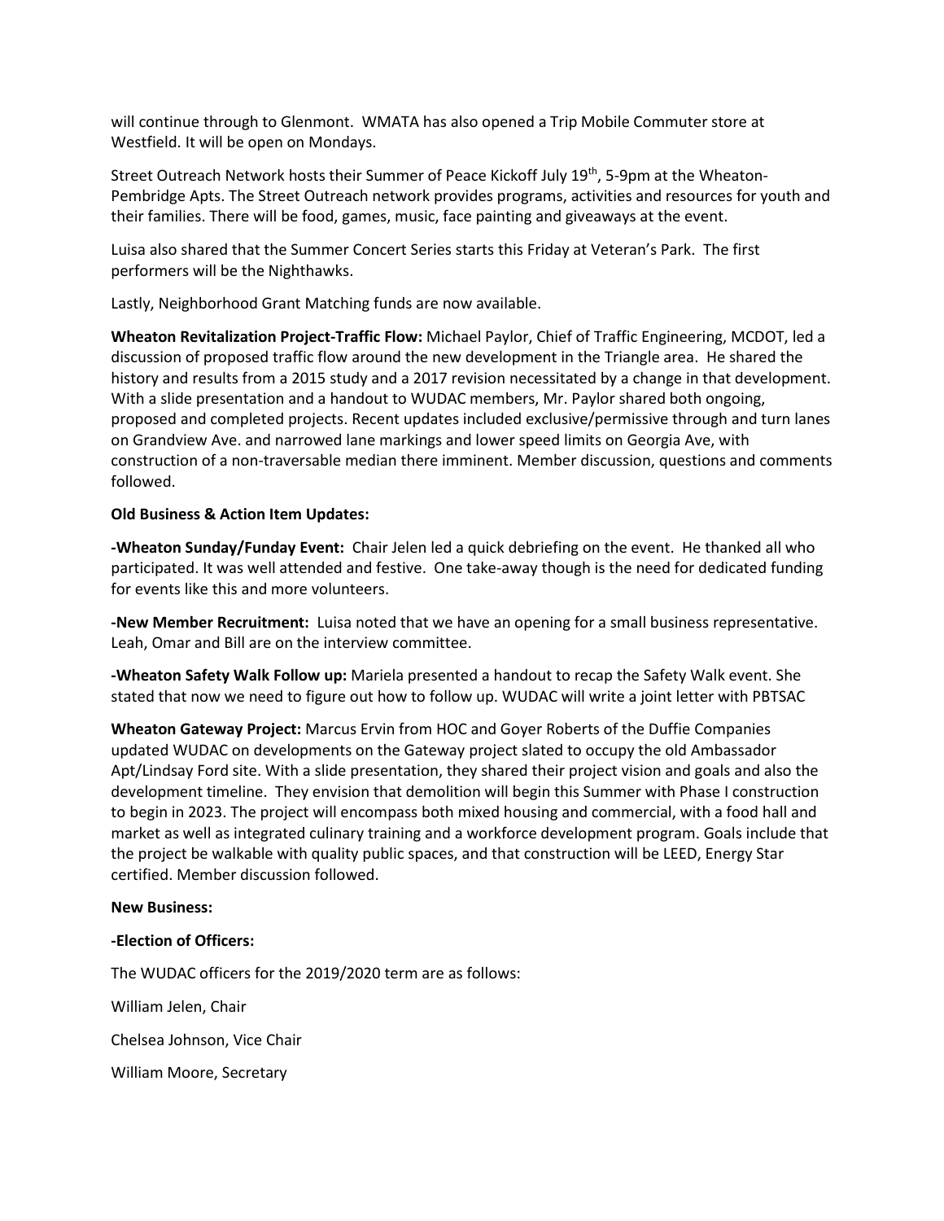will continue through to Glenmont. WMATA has also opened a Trip Mobile Commuter store at Westfield. It will be open on Mondays.

Street Outreach Network hosts their Summer of Peace Kickoff July 19th, 5-9pm at the Wheaton-Pembridge Apts. The Street Outreach network provides programs, activities and resources for youth and their families. There will be food, games, music, face painting and giveaways at the event.

Luisa also shared that the Summer Concert Series starts this Friday at Veteran's Park. The first performers will be the Nighthawks.

Lastly, Neighborhood Grant Matching funds are now available.

**Wheaton Revitalization Project-Traffic Flow:** Michael Paylor, Chief of Traffic Engineering, MCDOT, led a discussion of proposed traffic flow around the new development in the Triangle area. He shared the history and results from a 2015 study and a 2017 revision necessitated by a change in that development. With a slide presentation and a handout to WUDAC members, Mr. Paylor shared both ongoing, proposed and completed projects. Recent updates included exclusive/permissive through and turn lanes on Grandview Ave. and narrowed lane markings and lower speed limits on Georgia Ave, with construction of a non-traversable median there imminent. Member discussion, questions and comments followed.

**Old Business & Action Item Updates:**

**-Wheaton Sunday/Funday Event:** Chair Jelen led a quick debriefing on the event. He thanked all who participated. It was well attended and festive. One take-away though is the need for dedicated funding for events like this and more volunteers.

**-New Member Recruitment:** Luisa noted that we have an opening for a small business representative. Leah, Omar and Bill are on the interview committee.

**-Wheaton Safety Walk Follow up:** Mariela presented a handout to recap the Safety Walk event. She stated that now we need to figure out how to follow up. WUDAC will write a joint letter with PBTSAC

**Wheaton Gateway Project:** Marcus Ervin from HOC and Goyer Roberts of the Duffie Companies updated WUDAC on developments on the Gateway project slated to occupy the old Ambassador Apt/Lindsay Ford site. With a slide presentation, they shared their project vision and goals and also the development timeline. They envision that demolition will begin this Summer with Phase I construction to begin in 2023. The project will encompass both mixed housing and commercial, with a food hall and market as well as integrated culinary training and a workforce development program. Goals include that the project be walkable with quality public spaces, and that construction will be LEED, Energy Star certified. Member discussion followed.

**New Business:**

**-Election of Officers:**

The WUDAC officers for the 2019/2020 term are as follows:

William Jelen, Chair

Chelsea Johnson, Vice Chair

William Moore, Secretary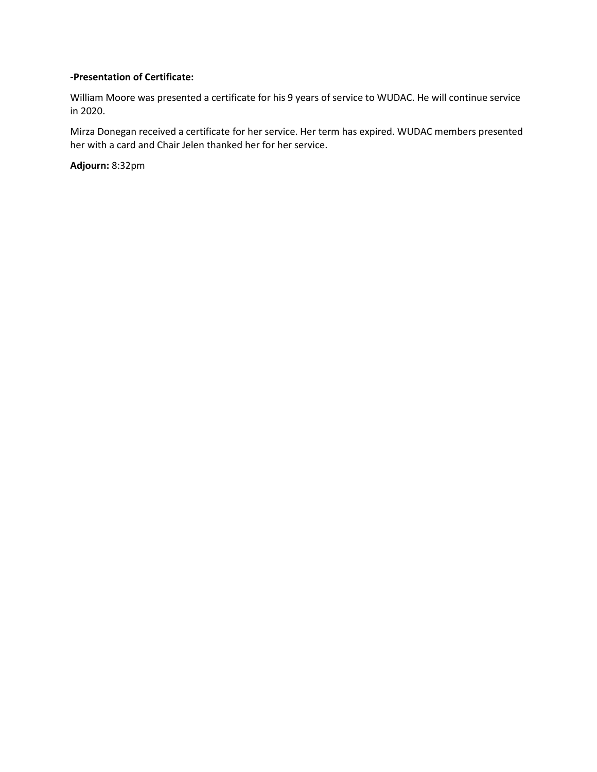**-Presentation of Certificate:**

William Moore was presented a certificate for his 9 years of service to WUDAC. He will continue service in 2020.

Mirza Donegan received a certificate for her service. Her term has expired. WUDAC members presented her with a card and Chair Jelen thanked her for her service.

**Adjourn:** 8:32pm